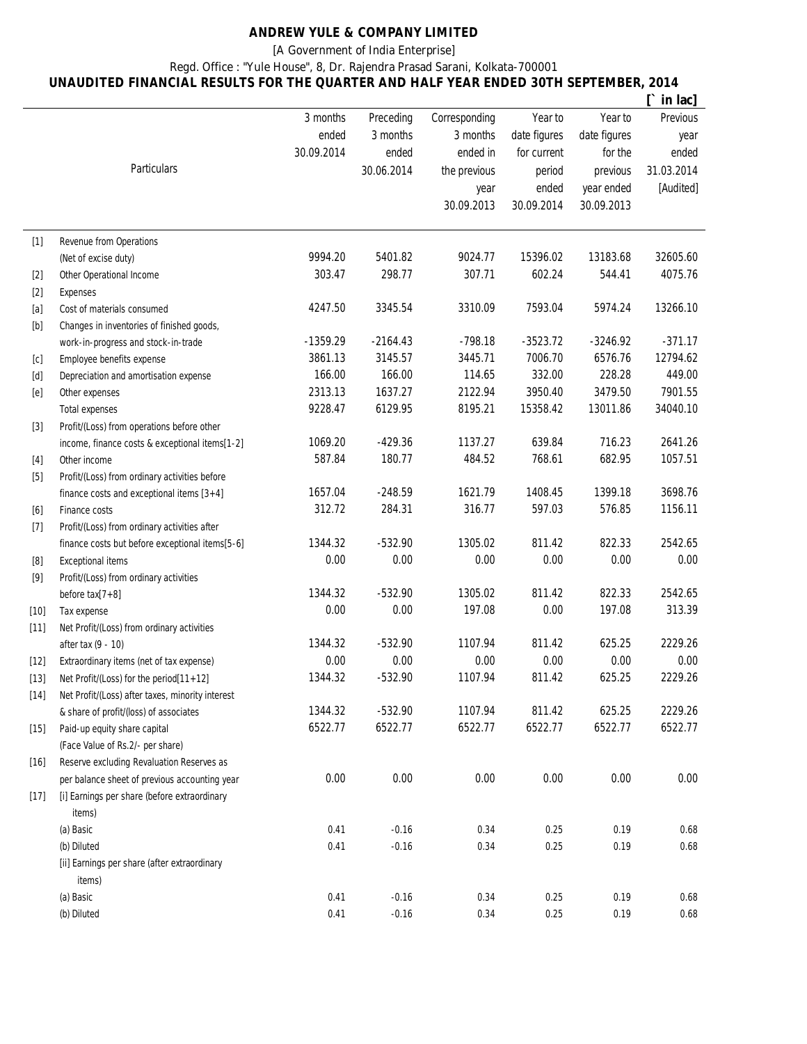# ANDREW YULE & COMPANY LIMITED

[A Government of India Enterprise]

Regd. Office : "Yule House", 8, Dr. Rajendra Prasad Sarani, Kolkata-700001

## UNAUDITED FINANCIAL RESULTS FOR THE QUARTER AND HALF YEAR ENDED 30TH SEPTEMBER, 2014

[` in lac]

| | Particulars | 3 months ended 30.09.2014 | Preceding 3 months ended 30.06.2014 | Corresponding 3 months ended in the previous year 30.09.2013 | Year to date figures for current period ended 30.09.2014 | Year to date figures for the previous year ended 30.09.2013 | Previous year ended 31.03.2014 [Audited] |
|---|---|---|---|---|---|---|---|
| [1] | Revenue from Operations (Net of excise duty) | 9994.20 | 5401.82 | 9024.77 | 15396.02 | 13183.68 | 32605.60 |
| [2] | Other Operational Income | 303.47 | 298.77 | 307.71 | 602.24 | 544.41 | 4075.76 |
| [2] | Expenses | | | | | | |
| [a] | Cost of materials consumed | 4247.50 | 3345.54 | 3310.09 | 7593.04 | 5974.24 | 13266.10 |
| [b] | Changes in inventories of finished goods, work-in-progress and stock-in-trade | -1359.29 | -2164.43 | -798.18 | -3523.72 | -3246.92 | -371.17 |
| [c] | Employee benefits expense | 3861.13 | 3145.57 | 3445.71 | 7006.70 | 6576.76 | 12794.62 |
| [d] | Depreciation and amortisation expense | 166.00 | 166.00 | 114.65 | 332.00 | 228.28 | 449.00 |
| [e] | Other expenses | 2313.13 | 1637.27 | 2122.94 | 3950.40 | 3479.50 | 7901.55 |
| | Total expenses | 9228.47 | 6129.95 | 8195.21 | 15358.42 | 13011.86 | 34040.10 |
| [3] | Profit/(Loss) from operations before other income, finance costs & exceptional items[1-2] | 1069.20 | -429.36 | 1137.27 | 639.84 | 716.23 | 2641.26 |
| [4] | Other income | 587.84 | 180.77 | 484.52 | 768.61 | 682.95 | 1057.51 |
| [5] | Profit/(Loss) from ordinary activities before finance costs and exceptional items [3+4] | 1657.04 | -248.59 | 1621.79 | 1408.45 | 1399.18 | 3698.76 |
| [6] | Finance costs | 312.72 | 284.31 | 316.77 | 597.03 | 576.85 | 1156.11 |
| [7] | Profit/(Loss) from ordinary activities after finance costs but before exceptional items[5-6] | 1344.32 | -532.90 | 1305.02 | 811.42 | 822.33 | 2542.65 |
| [8] | Exceptional items | 0.00 | 0.00 | 0.00 | 0.00 | 0.00 | 0.00 |
| [9] | Profit/(Loss) from ordinary activities before tax[7+8] | 1344.32 | -532.90 | 1305.02 | 811.42 | 822.33 | 2542.65 |
| [10] | Tax expense | 0.00 | 0.00 | 197.08 | 0.00 | 197.08 | 313.39 |
| [11] | Net Profit/(Loss) from ordinary activities after tax (9 - 10) | 1344.32 | -532.90 | 1107.94 | 811.42 | 625.25 | 2229.26 |
| [12] | Extraordinary items (net of tax expense) | 0.00 | 0.00 | 0.00 | 0.00 | 0.00 | 0.00 |
| [13] | Net Profit/(Loss) for the period[11+12] | 1344.32 | -532.90 | 1107.94 | 811.42 | 625.25 | 2229.26 |
| [14] | Net Profit/(Loss) after taxes, minority interest & share of profit/(loss) of associates | 1344.32 | -532.90 | 1107.94 | 811.42 | 625.25 | 2229.26 |
| [15] | Paid-up equity share capital (Face Value of Rs.2/- per share) | 6522.77 | 6522.77 | 6522.77 | 6522.77 | 6522.77 | 6522.77 |
| [16] | Reserve excluding Revaluation Reserves as per balance sheet of previous accounting year | 0.00 | 0.00 | 0.00 | 0.00 | 0.00 | 0.00 |
| [17] | [i] Earnings per share (before extraordinary items) | | | | | | |
| | (a) Basic | 0.41 | -0.16 | 0.34 | 0.25 | 0.19 | 0.68 |
| | (b) Diluted | 0.41 | -0.16 | 0.34 | 0.25 | 0.19 | 0.68 |
| | [ii] Earnings per share (after extraordinary items) | | | | | | |
| | (a) Basic | 0.41 | -0.16 | 0.34 | 0.25 | 0.19 | 0.68 |
| | (b) Diluted | 0.41 | -0.16 | 0.34 | 0.25 | 0.19 | 0.68 |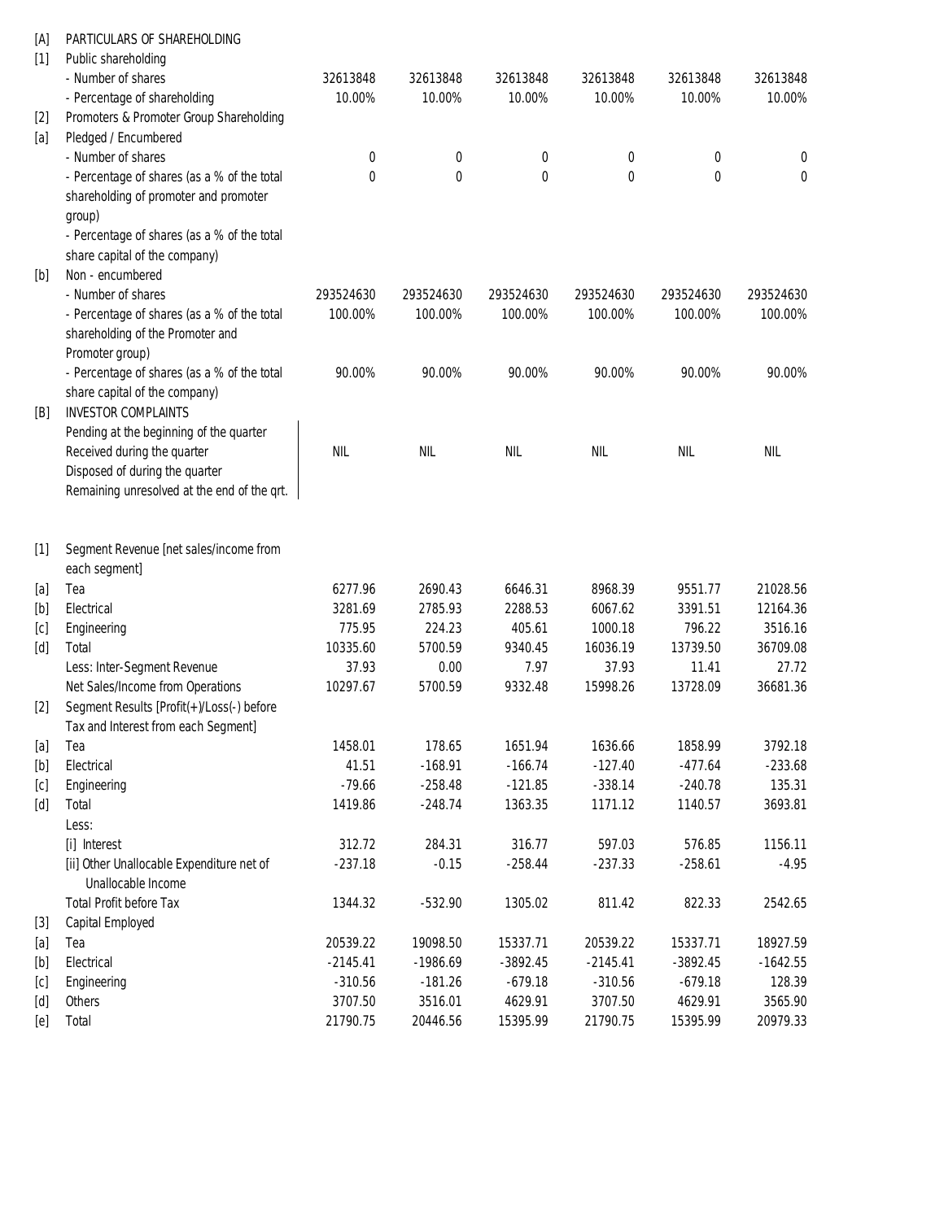| | | | | | | | |
|---|---|---|---|---|---|---|---|
| [A] | PARTICULARS OF SHAREHOLDING | | | | | | |
| [1] | Public shareholding | | | | | | |
| | - Number of shares | 32613848 | 32613848 | 32613848 | 32613848 | 32613848 | 32613848 |
| | - Percentage of shareholding | 10.00% | 10.00% | 10.00% | 10.00% | 10.00% | 10.00% |
| [2] | Promoters & Promoter Group Shareholding | | | | | | |
| [a] | Pledged / Encumbered | | | | | | |
| | - Number of shares | 0 | 0 | 0 | 0 | 0 | 0 |
| | - Percentage of shares (as a % of the total shareholding of promoter and promoter group) | 0 | 0 | 0 | 0 | 0 | 0 |
| | - Percentage of shares (as a % of the total share capital of the company) | | | | | | |
| [b] | Non - encumbered | | | | | | |
| | - Number of shares | 293524630 | 293524630 | 293524630 | 293524630 | 293524630 | 293524630 |
| | - Percentage of shares (as a % of the total shareholding of the Promoter and Promoter group) | 100.00% | 100.00% | 100.00% | 100.00% | 100.00% | 100.00% |
| | - Percentage of shares (as a % of the total share capital of the company) | 90.00% | 90.00% | 90.00% | 90.00% | 90.00% | 90.00% |
| [B] | INVESTOR COMPLAINTS | | | | | | |
| | Pending at the beginning of the quarter<br>Received during the quarter<br>Disposed of during the quarter<br>Remaining unresolved at the end of the qrt. | NIL | NIL | NIL | NIL | NIL | NIL |

| | | | | | | | |
|---|---|---|---|---|---|---|---|
| [1] | Segment Revenue [net sales/income from each segment] | | | | | | |
| [a] | Tea | 6277.96 | 2690.43 | 6646.31 | 8968.39 | 9551.77 | 21028.56 |
| [b] | Electrical | 3281.69 | 2785.93 | 2288.53 | 6067.62 | 3391.51 | 12164.36 |
| [c] | Engineering | 775.95 | 224.23 | 405.61 | 1000.18 | 796.22 | 3516.16 |
| [d] | Total | 10335.60 | 5700.59 | 9340.45 | 16036.19 | 13739.50 | 36709.08 |
| | Less: Inter-Segment Revenue | 37.93 | 0.00 | 7.97 | 37.93 | 11.41 | 27.72 |
| | Net Sales/Income from Operations | 10297.67 | 5700.59 | 9332.48 | 15998.26 | 13728.09 | 36681.36 |
| [2] | Segment Results [Profit(+)/Loss(-) before Tax and Interest from each Segment] | | | | | | |
| [a] | Tea | 1458.01 | 178.65 | 1651.94 | 1636.66 | 1858.99 | 3792.18 |
| [b] | Electrical | 41.51 | -168.91 | -166.74 | -127.40 | -477.64 | -233.68 |
| [c] | Engineering | -79.66 | -258.48 | -121.85 | -338.14 | -240.78 | 135.31 |
| [d] | Total | 1419.86 | -248.74 | 1363.35 | 1171.12 | 1140.57 | 3693.81 |
| | Less: | | | | | | |
| | [i] Interest | 312.72 | 284.31 | 316.77 | 597.03 | 576.85 | 1156.11 |
| | [ii] Other Unallocable Expenditure net of Unallocable Income | -237.18 | -0.15 | -258.44 | -237.33 | -258.61 | -4.95 |
| | Total Profit before Tax | 1344.32 | -532.90 | 1305.02 | 811.42 | 822.33 | 2542.65 |
| [3] | Capital Employed | | | | | | |
| [a] | Tea | 20539.22 | 19098.50 | 15337.71 | 20539.22 | 15337.71 | 18927.59 |
| [b] | Electrical | -2145.41 | -1986.69 | -3892.45 | -2145.41 | -3892.45 | -1642.55 |
| [c] | Engineering | -310.56 | -181.26 | -679.18 | -310.56 | -679.18 | 128.39 |
| [d] | Others | 3707.50 | 3516.01 | 4629.91 | 3707.50 | 4629.91 | 3565.90 |
| [e] | Total | 21790.75 | 20446.56 | 15395.99 | 21790.75 | 15395.99 | 20979.33 |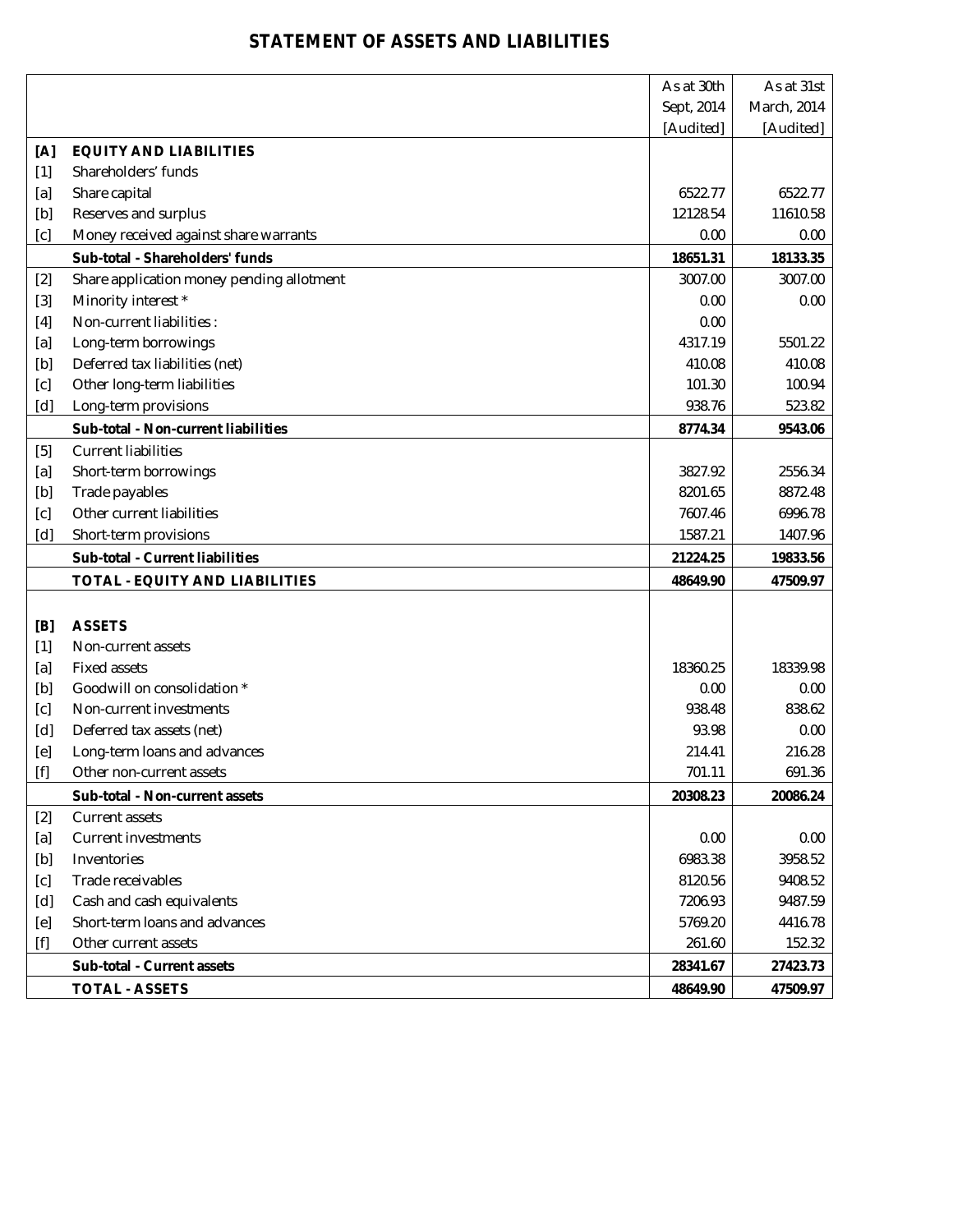# STATEMENT OF ASSETS AND LIABILITIES

| | | As at 30th Sept, 2014 [Audited] | As at 31st March, 2014 [Audited] |
|---|---|---|---|
| **[A]** | **EQUITY AND LIABILITIES** | | |
| [1] | Shareholders' funds | | |
| [a] | Share capital | 6522.77 | 6522.77 |
| [b] | Reserves and surplus | 12128.54 | 11610.58 |
| [c] | Money received against share warrants | 0.00 | 0.00 |
| | **Sub-total - Shareholders' funds** | **18651.31** | **18133.35** |
| [2] | Share application money pending allotment | 3007.00 | 3007.00 |
| [3] | Minority interest * | 0.00 | 0.00 |
| [4] | Non-current liabilities : | 0.00 | |
| [a] | Long-term borrowings | 4317.19 | 5501.22 |
| [b] | Deferred tax liabilities (net) | 410.08 | 410.08 |
| [c] | Other long-term liabilities | 101.30 | 100.94 |
| [d] | Long-term provisions | 938.76 | 523.82 |
| | **Sub-total - Non-current liabilities** | **8774.34** | **9543.06** |
| [5] | Current liabilities | | |
| [a] | Short-term borrowings | 3827.92 | 2556.34 |
| [b] | Trade payables | 8201.65 | 8872.48 |
| [c] | Other current liabilities | 7607.46 | 6996.78 |
| [d] | Short-term provisions | 1587.21 | 1407.96 |
| | **Sub-total - Current liabilities** | **21224.25** | **19833.56** |
| | **TOTAL - EQUITY AND LIABILITIES** | **48649.90** | **47509.97** |
| **[B]** | **ASSETS** | | |
| [1] | Non-current assets | | |
| [a] | Fixed assets | 18360.25 | 18339.98 |
| [b] | Goodwill on consolidation * | 0.00 | 0.00 |
| [c] | Non-current investments | 938.48 | 838.62 |
| [d] | Deferred tax assets (net) | 93.98 | 0.00 |
| [e] | Long-term loans and advances | 214.41 | 216.28 |
| [f] | Other non-current assets | 701.11 | 691.36 |
| | **Sub-total - Non-current assets** | **20308.23** | **20086.24** |
| [2] | Current assets | | |
| [a] | Current investments | 0.00 | 0.00 |
| [b] | Inventories | 6983.38 | 3958.52 |
| [c] | Trade receivables | 8120.56 | 9408.52 |
| [d] | Cash and cash equivalents | 7206.93 | 9487.59 |
| [e] | Short-term loans and advances | 5769.20 | 4416.78 |
| [f] | Other current assets | 261.60 | 152.32 |
| | **Sub-total - Current assets** | **28341.67** | **27423.73** |
| | **TOTAL - ASSETS** | **48649.90** | **47509.97** |